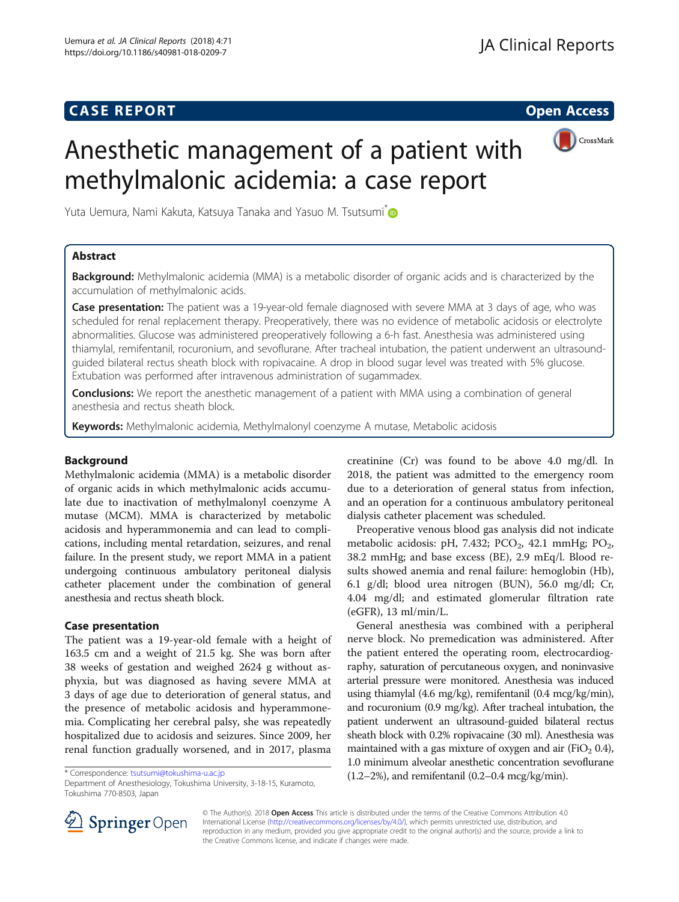## CASE REPORT

**Open Access**

# Anesthetic management of a patient with methylmalonic acidemia: a case report

Yuta Uemura, Nami Kakuta, Katsuya Tanaka and Yasuo M. Tsutsumi*

## Abstract

**Background:** Methylmalonic acidemia (MMA) is a metabolic disorder of organic acids and is characterized by the accumulation of methylmalonic acids.

**Case presentation:** The patient was a 19-year-old female diagnosed with severe MMA at 3 days of age, who was scheduled for renal replacement therapy. Preoperatively, there was no evidence of metabolic acidosis or electrolyte abnormalities. Glucose was administered preoperatively following a 6-h fast. Anesthesia was administered using thiamylal, remifentanil, rocuronium, and sevoflurane. After tracheal intubation, the patient underwent an ultrasound-guided bilateral rectus sheath block with ropivacaine. A drop in blood sugar level was treated with 5% glucose. Extubation was performed after intravenous administration of sugammadex.

**Conclusions:** We report the anesthetic management of a patient with MMA using a combination of general anesthesia and rectus sheath block.

**Keywords:** Methylmalonic acidemia, Methylmalonyl coenzyme A mutase, Metabolic acidosis

## Background

Methylmalonic acidemia (MMA) is a metabolic disorder of organic acids in which methylmalonic acids accumulate due to inactivation of methylmalonyl coenzyme A mutase (MCM). MMA is characterized by metabolic acidosis and hyperammonemia and can lead to complications, including mental retardation, seizures, and renal failure. In the present study, we report MMA in a patient undergoing continuous ambulatory peritoneal dialysis catheter placement under the combination of general anesthesia and rectus sheath block.

## Case presentation

The patient was a 19-year-old female with a height of 163.5 cm and a weight of 21.5 kg. She was born after 38 weeks of gestation and weighed 2624 g without asphyxia, but was diagnosed as having severe MMA at 3 days of age due to deterioration of general status, and the presence of metabolic acidosis and hyperammonemia. Complicating her cerebral palsy, she was repeatedly hospitalized due to acidosis and seizures. Since 2009, her renal function gradually worsened, and in 2017, plasma creatinine (Cr) was found to be above 4.0 mg/dl. In 2018, the patient was admitted to the emergency room due to a deterioration of general status from infection, and an operation for a continuous ambulatory peritoneal dialysis catheter placement was scheduled.

Preoperative venous blood gas analysis did not indicate metabolic acidosis: pH, 7.432; $PCO_2$, 42.1 mmHg; $PO_2$, 38.2 mmHg; and base excess (BE), 2.9 mEq/l. Blood results showed anemia and renal failure: hemoglobin (Hb), 6.1 g/dl; blood urea nitrogen (BUN), 56.0 mg/dl; Cr, 4.04 mg/dl; and estimated glomerular filtration rate (eGFR), 13 ml/min/L.

General anesthesia was combined with a peripheral nerve block. No premedication was administered. After the patient entered the operating room, electrocardiography, saturation of percutaneous oxygen, and noninvasive arterial pressure were monitored. Anesthesia was induced using thiamylal (4.6 mg/kg), remifentanil (0.4 mcg/kg/min), and rocuronium (0.9 mg/kg). After tracheal intubation, the patient underwent an ultrasound-guided bilateral rectus sheath block with 0.2% ropivacaine (30 ml). Anesthesia was maintained with a gas mixture of oxygen and air ($FiO_2$ 0.4), 1.0 minimum alveolar anesthetic concentration sevoflurane (1.2–2%), and remifentanil (0.2–0.4 mcg/kg/min).

* Correspondence: tsutsumi@tokushima-u.ac.jp
Department of Anesthesiology, Tokushima University, 3-18-15, Kuramoto, Tokushima 770-8503, Japan

© The Author(s). 2018 **Open Access** This article is distributed under the terms of the Creative Commons Attribution 4.0 International License (http://creativecommons.org/licenses/by/4.0/), which permits unrestricted use, distribution, and reproduction in any medium, provided you give appropriate credit to the original author(s) and the source, provide a link to the Creative Commons license, and indicate if changes were made.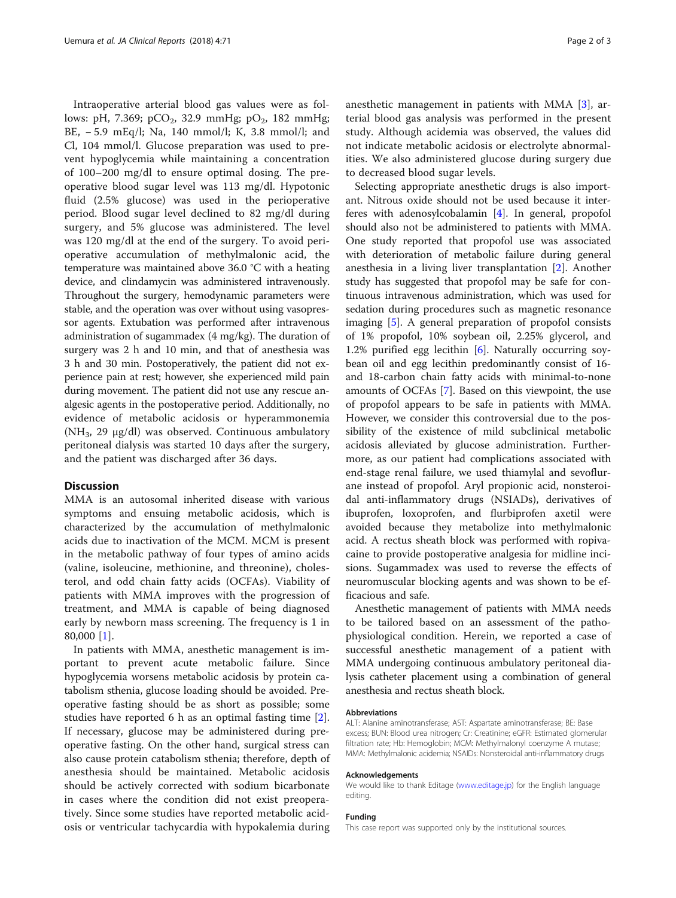Intraoperative arterial blood gas values were as follows: pH, 7.369; $pCO_2$, 32.9 mmHg; $pO_2$, 182 mmHg; BE, − 5.9 mEq/l; Na, 140 mmol/l; K, 3.8 mmol/l; and Cl, 104 mmol/l. Glucose preparation was used to prevent hypoglycemia while maintaining a concentration of 100–200 mg/dl to ensure optimal dosing. The preoperative blood sugar level was 113 mg/dl. Hypotonic fluid (2.5% glucose) was used in the perioperative period. Blood sugar level declined to 82 mg/dl during surgery, and 5% glucose was administered. The level was 120 mg/dl at the end of the surgery. To avoid perioperative accumulation of methylmalonic acid, the temperature was maintained above 36.0 °C with a heating device, and clindamycin was administered intravenously. Throughout the surgery, hemodynamic parameters were stable, and the operation was over without using vasopressor agents. Extubation was performed after intravenous administration of sugammadex (4 mg/kg). The duration of surgery was 2 h and 10 min, and that of anesthesia was 3 h and 30 min. Postoperatively, the patient did not experience pain at rest; however, she experienced mild pain during movement. The patient did not use any rescue analgesic agents in the postoperative period. Additionally, no evidence of metabolic acidosis or hyperammonemia ($NH_3$, 29 μg/dl) was observed. Continuous ambulatory peritoneal dialysis was started 10 days after the surgery, and the patient was discharged after 36 days.

## Discussion

MMA is an autosomal inherited disease with various symptoms and ensuing metabolic acidosis, which is characterized by the accumulation of methylmalonic acids due to inactivation of the MCM. MCM is present in the metabolic pathway of four types of amino acids (valine, isoleucine, methionine, and threonine), cholesterol, and odd chain fatty acids (OCFAs). Viability of patients with MMA improves with the progression of treatment, and MMA is capable of being diagnosed early by newborn mass screening. The frequency is 1 in 80,000 [1].

In patients with MMA, anesthetic management is important to prevent acute metabolic failure. Since hypoglycemia worsens metabolic acidosis by protein catabolism sthenia, glucose loading should be avoided. Preoperative fasting should be as short as possible; some studies have reported 6 h as an optimal fasting time [2]. If necessary, glucose may be administered during preoperative fasting. On the other hand, surgical stress can also cause protein catabolism sthenia; therefore, depth of anesthesia should be maintained. Metabolic acidosis should be actively corrected with sodium bicarbonate in cases where the condition did not exist preoperatively. Since some studies have reported metabolic acidosis or ventricular tachycardia with hypokalemia during anesthetic management in patients with MMA [3], arterial blood gas analysis was performed in the present study. Although acidemia was observed, the values did not indicate metabolic acidosis or electrolyte abnormalities. We also administered glucose during surgery due to decreased blood sugar levels.

Selecting appropriate anesthetic drugs is also important. Nitrous oxide should not be used because it interferes with adenosylcobalamin [4]. In general, propofol should also not be administered to patients with MMA. One study reported that propofol use was associated with deterioration of metabolic failure during general anesthesia in a living liver transplantation [2]. Another study has suggested that propofol may be safe for continuous intravenous administration, which was used for sedation during procedures such as magnetic resonance imaging [5]. A general preparation of propofol consists of 1% propofol, 10% soybean oil, 2.25% glycerol, and 1.2% purified egg lecithin [6]. Naturally occurring soybean oil and egg lecithin predominantly consist of 16- and 18-carbon chain fatty acids with minimal-to-none amounts of OCFAs [7]. Based on this viewpoint, the use of propofol appears to be safe in patients with MMA. However, we consider this controversial due to the possibility of the existence of mild subclinical metabolic acidosis alleviated by glucose administration. Furthermore, as our patient had complications associated with end-stage renal failure, we used thiamylal and sevoflurane instead of propofol. Aryl propionic acid, nonsteroidal anti-inflammatory drugs (NSIADs), derivatives of ibuprofen, loxoprofen, and flurbiprofen axetil were avoided because they metabolize into methylmalonic acid. A rectus sheath block was performed with ropivacaine to provide postoperative analgesia for midline incisions. Sugammadex was used to reverse the effects of neuromuscular blocking agents and was shown to be efficacious and safe.

Anesthetic management of patients with MMA needs to be tailored based on an assessment of the pathophysiological condition. Herein, we reported a case of successful anesthetic management of a patient with MMA undergoing continuous ambulatory peritoneal dialysis catheter placement using a combination of general anesthesia and rectus sheath block.

#### Abbreviations

ALT: Alanine aminotransferase; AST: Aspartate aminotransferase; BE: Base excess; BUN: Blood urea nitrogen; Cr: Creatinine; eGFR: Estimated glomerular filtration rate; Hb: Hemoglobin; MCM: Methylmalonyl coenzyme A mutase; MMA: Methylmalonic acidemia; NSAIDs: Nonsteroidal anti-inflammatory drugs

#### Acknowledgements

We would like to thank Editage (www.editage.jp) for the English language editing.

#### Funding

This case report was supported only by the institutional sources.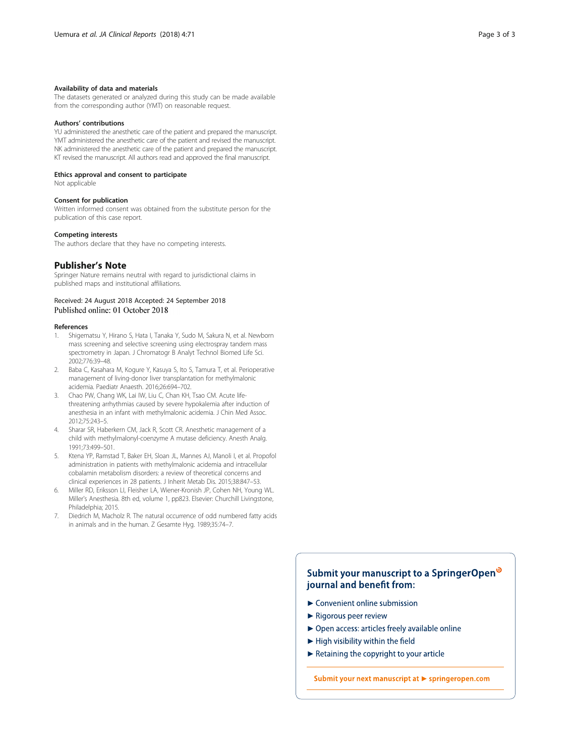#### Availability of data and materials

The datasets generated or analyzed during this study can be made available from the corresponding author (YMT) on reasonable request.

#### Authors' contributions

YU administered the anesthetic care of the patient and prepared the manuscript. YMT administered the anesthetic care of the patient and revised the manuscript. NK administered the anesthetic care of the patient and prepared the manuscript. KT revised the manuscript. All authors read and approved the final manuscript.

#### Ethics approval and consent to participate

Not applicable

#### Consent for publication

Written informed consent was obtained from the substitute person for the publication of this case report.

#### Competing interests

The authors declare that they have no competing interests.

### Publisher's Note

Springer Nature remains neutral with regard to jurisdictional claims in published maps and institutional affiliations.

Received: 24 August 2018 Accepted: 24 September 2018
Published online: 01 October 2018

#### References

1. Shigematsu Y, Hirano S, Hata I, Tanaka Y, Sudo M, Sakura N, et al. Newborn mass screening and selective screening using electrospray tandem mass spectrometry in Japan. J Chromatogr B Analyt Technol Biomed Life Sci. 2002;776:39–48.
2. Baba C, Kasahara M, Kogure Y, Kasuya S, Ito S, Tamura T, et al. Perioperative management of living-donor liver transplantation for methylmalonic acidemia. Paediatr Anaesth. 2016;26:694–702.
3. Chao PW, Chang WK, Lai IW, Liu C, Chan KH, Tsao CM. Acute life-threatening arrhythmias caused by severe hypokalemia after induction of anesthesia in an infant with methylmalonic acidemia. J Chin Med Assoc. 2012;75:243–5.
4. Sharar SR, Haberkern CM, Jack R, Scott CR. Anesthetic management of a child with methylmalonyl-coenzyme A mutase deficiency. Anesth Analg. 1991;73:499–501.
5. Ktena YP, Ramstad T, Baker EH, Sloan JL, Mannes AJ, Manoli I, et al. Propofol administration in patients with methylmalonic acidemia and intracellular cobalamin metabolism disorders: a review of theoretical concerns and clinical experiences in 28 patients. J Inherit Metab Dis. 2015;38:847–53.
6. Miller RD, Eriksson LI, Fleisher LA, Wiener-Kronish JP, Cohen NH, Young WL. Miller's Anesthesia. 8th ed, volume 1, pp823. Elsevier: Churchill Livingstone, Philadelphia; 2015.
7. Diedrich M, Macholz R. The natural occurrence of odd numbered fatty acids in animals and in the human. Z Gesamte Hyg. 1989;35:74–7.

**Submit your manuscript to a SpringerOpen journal and benefit from:**

- ► Convenient online submission
- ► Rigorous peer review
- ► Open access: articles freely available online
- ► High visibility within the field
- ► Retaining the copyright to your article

Submit your next manuscript at ► springeropen.com